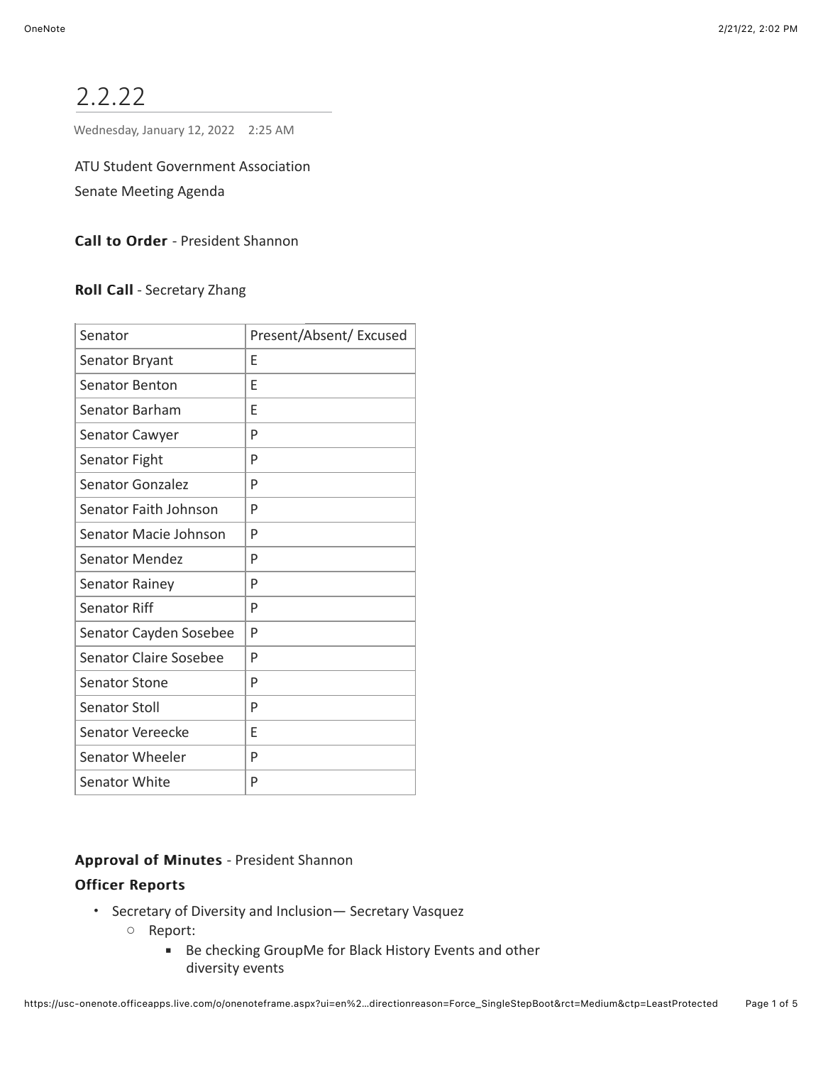# 2.2.22

Wednesday, January 12, 2022 2:25 AM

ATU Student Government Association

Senate Meeting Agenda

**Call to Order** - President Shannon

**Roll Call** - Secretary Zhang

| Senator | Present/Absent/ Excused |
|---|---|
| Senator Bryant | E |
| Senator Benton | E |
| Senator Barham | E |
| Senator Cawyer | P |
| Senator Fight | P |
| Senator Gonzalez | P |
| Senator Faith Johnson | P |
| Senator Macie Johnson | P |
| Senator Mendez | P |
| Senator Rainey | P |
| Senator Riff | P |
| Senator Cayden Sosebee | P |
| Senator Claire Sosebee | P |
| Senator Stone | P |
| Senator Stoll | P |
| Senator Vereecke | E |
| Senator Wheeler | P |
| Senator White | P |

**Approval of Minutes** - President Shannon

**Officer Reports**

- Secretary of Diversity and Inclusion— Secretary Vasquez
  - Report:
    - Be checking GroupMe for Black History Events and other diversity events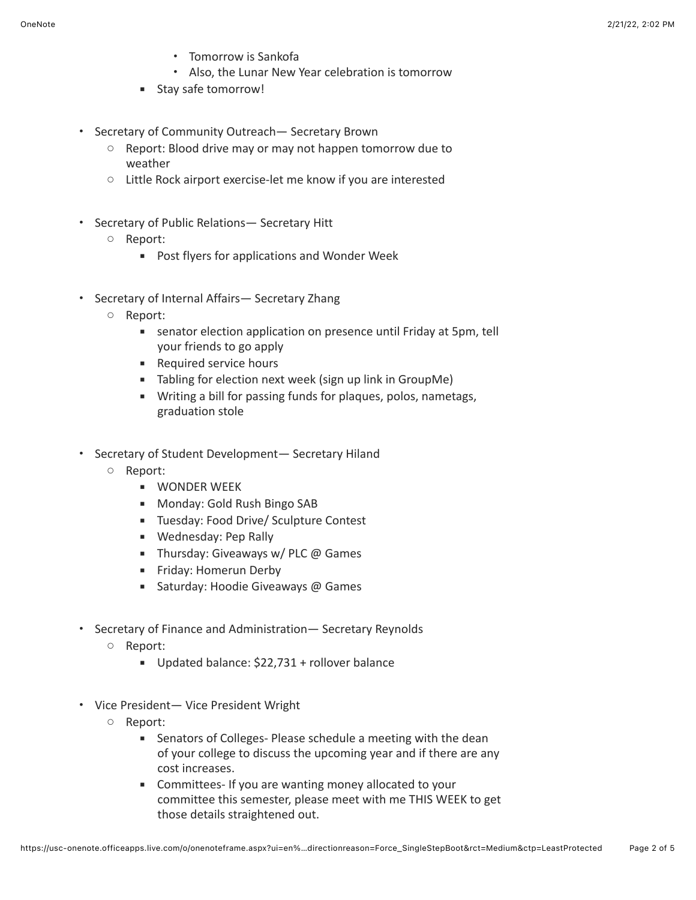- Tomorrow is Sankofa
        - Also, the Lunar New Year celebration is tomorrow
    - Stay safe tomorrow!

- Secretary of Community Outreach— Secretary Brown
    - Report: Blood drive may or may not happen tomorrow due to weather
    - Little Rock airport exercise-let me know if you are interested

- Secretary of Public Relations— Secretary Hitt
    - Report:
        - Post flyers for applications and Wonder Week

- Secretary of Internal Affairs— Secretary Zhang
    - Report:
        - senator election application on presence until Friday at 5pm, tell your friends to go apply
        - Required service hours
        - Tabling for election next week (sign up link in GroupMe)
        - Writing a bill for passing funds for plaques, polos, nametags, graduation stole

- Secretary of Student Development— Secretary Hiland
    - Report:
        - WONDER WEEK
        - Monday: Gold Rush Bingo SAB
        - Tuesday: Food Drive/ Sculpture Contest
        - Wednesday: Pep Rally
        - Thursday: Giveaways w/ PLC @ Games
        - Friday: Homerun Derby
        - Saturday: Hoodie Giveaways @ Games

- Secretary of Finance and Administration— Secretary Reynolds
    - Report:
        - Updated balance: $22,731 + rollover balance

- Vice President— Vice President Wright
    - Report:
        - Senators of Colleges- Please schedule a meeting with the dean of your college to discuss the upcoming year and if there are any cost increases.
        - Committees- If you are wanting money allocated to your committee this semester, please meet with me THIS WEEK to get those details straightened out.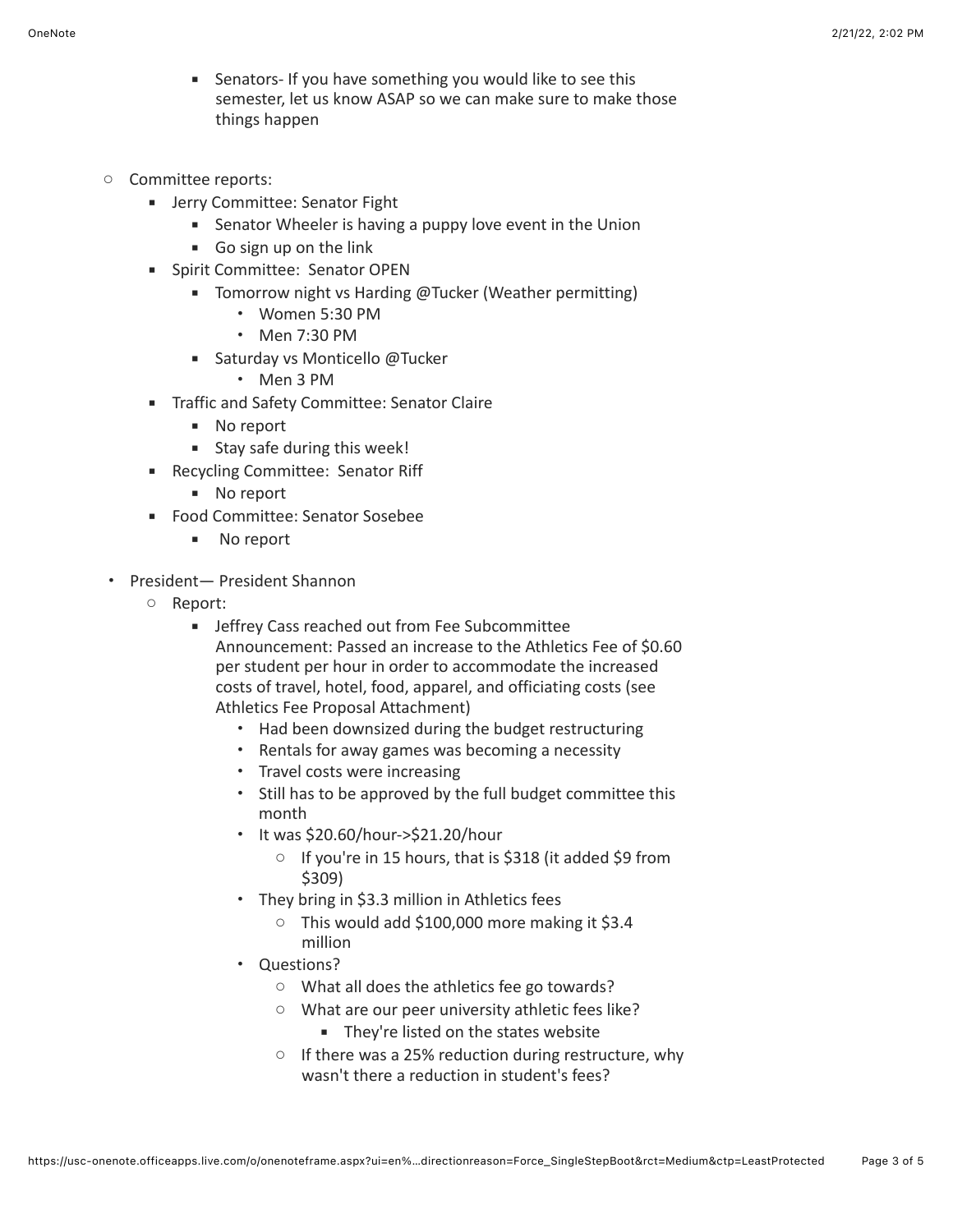- Senators- If you have something you would like to see this semester, let us know ASAP so we can make sure to make those things happen

- Committee reports:
  - Jerry Committee: Senator Fight
    - Senator Wheeler is having a puppy love event in the Union
    - Go sign up on the link
  - Spirit Committee: Senator OPEN
    - Tomorrow night vs Harding @Tucker (Weather permitting)
      - Women 5:30 PM
      - Men 7:30 PM
    - Saturday vs Monticello @Tucker
      - Men 3 PM
  - Traffic and Safety Committee: Senator Claire
    - No report
    - Stay safe during this week!
  - Recycling Committee: Senator Riff
    - No report
  - Food Committee: Senator Sosebee
    - No report

- President— President Shannon
  - Report:
    - Jeffrey Cass reached out from Fee Subcommittee Announcement: Passed an increase to the Athletics Fee of $0.60 per student per hour in order to accommodate the increased costs of travel, hotel, food, apparel, and officiating costs (see Athletics Fee Proposal Attachment)
      - Had been downsized during the budget restructuring
      - Rentals for away games was becoming a necessity
      - Travel costs were increasing
      - Still has to be approved by the full budget committee this month
      - It was $20.60/hour->$21.20/hour
        - If you're in 15 hours, that is $318 (it added $9 from $309)
      - They bring in $3.3 million in Athletics fees
        - This would add $100,000 more making it $3.4 million
      - Questions?
        - What all does the athletics fee go towards?
        - What are our peer university athletic fees like?
          - They're listed on the states website
        - If there was a 25% reduction during restructure, why wasn't there a reduction in student's fees?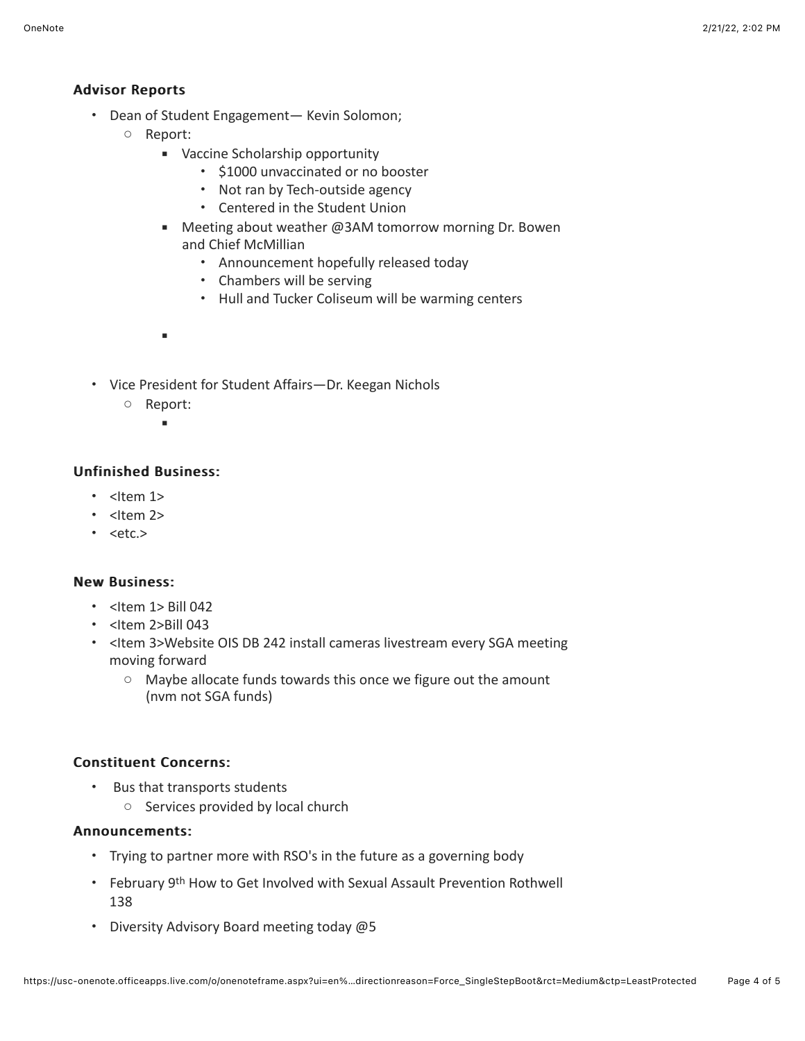### Advisor Reports

- Dean of Student Engagement— Kevin Solomon;
    - Report:
        - Vaccine Scholarship opportunity
            - $1000 unvaccinated or no booster
            - Not ran by Tech-outside agency
            - Centered in the Student Union
        - Meeting about weather @3AM tomorrow morning Dr. Bowen and Chief McMillian
            - Announcement hopefully released today
            - Chambers will be serving
            - Hull and Tucker Coliseum will be warming centers
        -
- Vice President for Student Affairs—Dr. Keegan Nichols
    - Report:
        -

### Unfinished Business:

- <Item 1>
- <Item 2>
- <etc.>

### New Business:

- <Item 1> Bill 042
- <Item 2>Bill 043
- <Item 3>Website OIS DB 242 install cameras livestream every SGA meeting moving forward
    - Maybe allocate funds towards this once we figure out the amount (nvm not SGA funds)

### Constituent Concerns:

- Bus that transports students
    - Services provided by local church

### Announcements:

- Trying to partner more with RSO's in the future as a governing body
- February 9th How to Get Involved with Sexual Assault Prevention Rothwell 138
- Diversity Advisory Board meeting today @5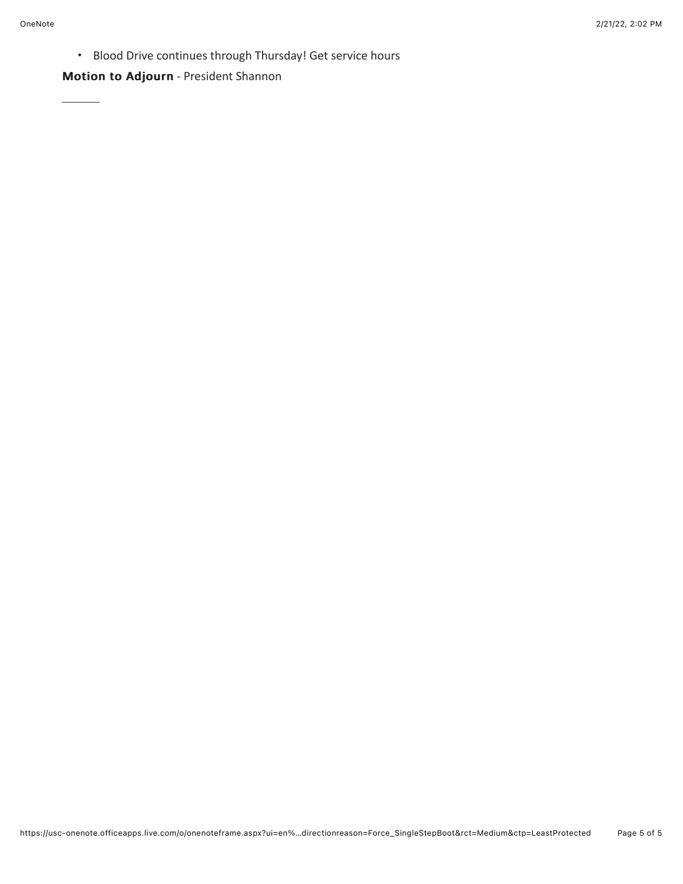- Blood Drive continues through Thursday! Get service hours

**Motion to Adjourn** - President Shannon

---